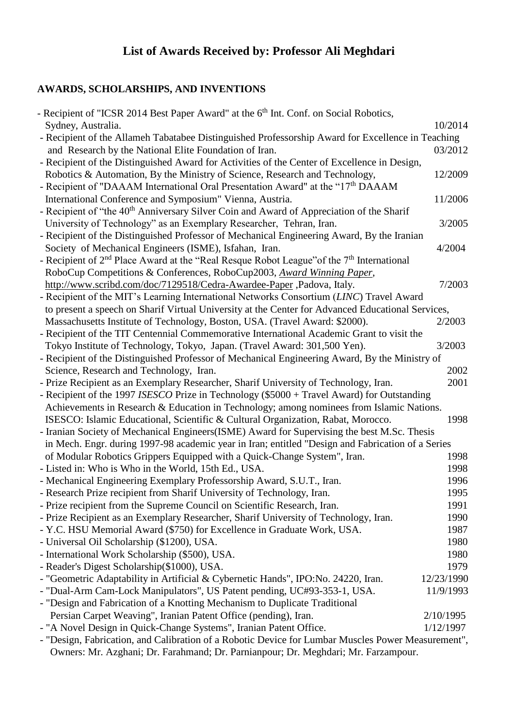# List of Awards Received by: Professor Ali Meghdari

## AWARDS, SCHOLARSHIPS, AND INVENTIONS

- Recipient of "ICSR 2014 Best Paper Award" at the 6$^{th}$ Int. Conf. on Social Robotics, Sydney, Australia. 10/2014
- Recipient of the Allameh Tabatabee Distinguished Professorship Award for Excellence in Teaching and Research by the National Elite Foundation of Iran. 03/2012
- Recipient of the Distinguished Award for Activities of the Center of Excellence in Design, Robotics & Automation, By the Ministry of Science, Research and Technology, 12/2009
- Recipient of "DAAAM International Oral Presentation Award" at the "17$^{th}$ DAAAM International Conference and Symposium" Vienna, Austria. 11/2006
- Recipient of "the 40$^{th}$ Anniversary Silver Coin and Award of Appreciation of the Sharif University of Technology" as an Exemplary Researcher, Tehran, Iran. 3/2005
- Recipient of the Distinguished Professor of Mechanical Engineering Award, By the Iranian Society of Mechanical Engineers (ISME), Isfahan, Iran. 4/2004
- Recipient of 2$^{nd}$ Place Award at the "Real Resque Robot League"of the 7$^{th}$ International RoboCup Competitions & Conferences, RoboCup2003, *Award Winning Paper*, http://www.scribd.com/doc/7129518/Cedra-Awardee-Paper ,Padova, Italy. 7/2003
- Recipient of the MIT's Learning International Networks Consortium (*LINC*) Travel Award to present a speech on Sharif Virtual University at the Center for Advanced Educational Services, Massachusetts Institute of Technology, Boston, USA. (Travel Award: $2000). 2/2003
- Recipient of the TIT Centennial Commemorative International Academic Grant to visit the Tokyo Institute of Technology, Tokyo, Japan. (Travel Award: 301,500 Yen). 3/2003
- Recipient of the Distinguished Professor of Mechanical Engineering Award, By the Ministry of Science, Research and Technology, Iran. 2002
- Prize Recipient as an Exemplary Researcher, Sharif University of Technology, Iran. 2001
- Recipient of the 1997 *ISESCO* Prize in Technology ($5000 + Travel Award) for Outstanding Achievements in Research & Education in Technology; among nominees from Islamic Nations. ISESCO: Islamic Educational, Scientific & Cultural Organization, Rabat, Morocco. 1998
- Iranian Society of Mechanical Engineers(ISME) Award for Supervising the best M.Sc. Thesis in Mech. Engr. during 1997-98 academic year in Iran; entitled "Design and Fabrication of a Series of Modular Robotics Grippers Equipped with a Quick-Change System", Iran. 1998
- Listed in: Who is Who in the World, 15th Ed., USA. 1998
- Mechanical Engineering Exemplary Professorship Award, S.U.T., Iran. 1996
- Research Prize recipient from Sharif University of Technology, Iran. 1995
- Prize recipient from the Supreme Council on Scientific Research, Iran. 1991
- Prize Recipient as an Exemplary Researcher, Sharif University of Technology, Iran. 1990
- Y.C. HSU Memorial Award ($750) for Excellence in Graduate Work, USA. 1987
- Universal Oil Scholarship ($1200), USA. 1980
- International Work Scholarship ($500), USA. 1980
- Reader's Digest Scholarship($1000), USA. 1979
- "Geometric Adaptability in Artificial & Cybernetic Hands", IPO:No. 24220, Iran. 12/23/1990
- "Dual-Arm Cam-Lock Manipulators", US Patent pending, UC#93-353-1, USA. 11/9/1993
- "Design and Fabrication of a Knotting Mechanism to Duplicate Traditional Persian Carpet Weaving", Iranian Patent Office (pending), Iran. 2/10/1995
- "A Novel Design in Quick-Change Systems", Iranian Patent Office. 1/12/1997
- "Design, Fabrication, and Calibration of a Robotic Device for Lumbar Muscles Power Measurement", Owners: Mr. Azghani; Dr. Farahmand; Dr. Parnianpour; Dr. Meghdari; Mr. Farzampour.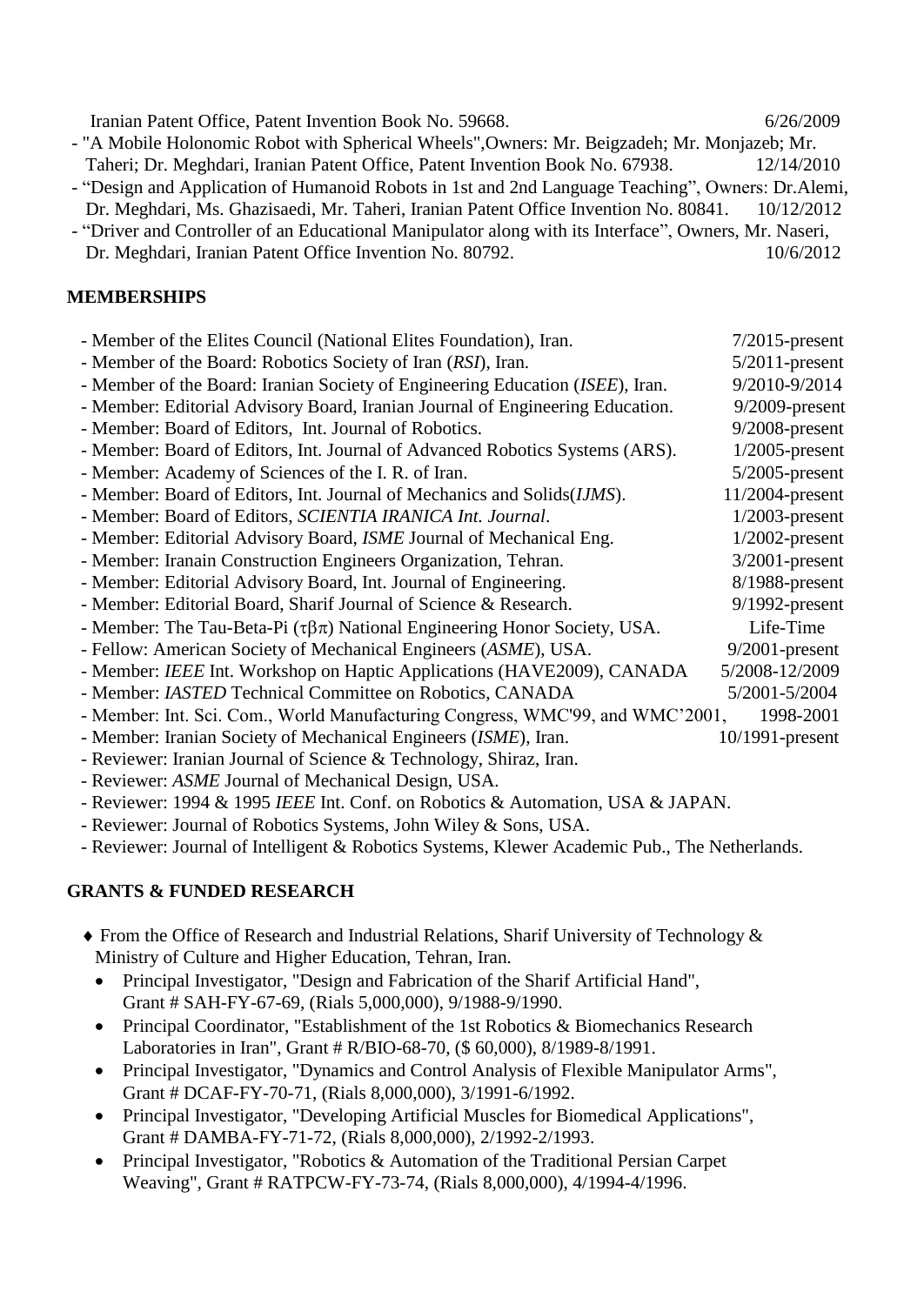Iranian Patent Office, Patent Invention Book No. 59668. 6/26/2009

- "A Mobile Holonomic Robot with Spherical Wheels",Owners: Mr. Beigzadeh; Mr. Monjazeb; Mr. Taheri; Dr. Meghdari, Iranian Patent Office, Patent Invention Book No. 67938. 12/14/2010
- "Design and Application of Humanoid Robots in 1st and 2nd Language Teaching", Owners: Dr.Alemi, Dr. Meghdari, Ms. Ghazisaedi, Mr. Taheri, Iranian Patent Office Invention No. 80841. 10/12/2012
- "Driver and Controller of an Educational Manipulator along with its Interface", Owners, Mr. Naseri, Dr. Meghdari, Iranian Patent Office Invention No. 80792. 10/6/2012

## MEMBERSHIPS

- Member of the Elites Council (National Elites Foundation), Iran. 7/2015-present
- Member of the Board: Robotics Society of Iran (*RSI*), Iran. 5/2011-present
- Member of the Board: Iranian Society of Engineering Education (*ISEE*), Iran. 9/2010-9/2014
- Member: Editorial Advisory Board, Iranian Journal of Engineering Education. 9/2009-present
- Member: Board of Editors, Int. Journal of Robotics. 9/2008-present
- Member: Board of Editors, Int. Journal of Advanced Robotics Systems (ARS). 1/2005-present
- Member: Academy of Sciences of the I. R. of Iran. 5/2005-present
- Member: Board of Editors, Int. Journal of Mechanics and Solids(*IJMS*). 11/2004-present
- Member: Board of Editors, *SCIENTIA IRANICA Int. Journal*. 1/2003-present
- Member: Editorial Advisory Board, *ISME* Journal of Mechanical Eng. 1/2002-present
- Member: Iranain Construction Engineers Organization, Tehran. 3/2001-present
- Member: Editorial Advisory Board, Int. Journal of Engineering. 8/1988-present
- Member: Editorial Board, Sharif Journal of Science & Research. 9/1992-present
- Member: The Tau-Beta-Pi ($\tau\beta\pi$) National Engineering Honor Society, USA. Life-Time
- Fellow: American Society of Mechanical Engineers (*ASME*), USA. 9/2001-present
- Member: *IEEE* Int. Workshop on Haptic Applications (HAVE2009), CANADA 5/2008-12/2009
- Member: *IASTED* Technical Committee on Robotics, CANADA 5/2001-5/2004
- Member: Int. Sci. Com., World Manufacturing Congress, WMC'99, and WMC'2001, 1998-2001
- Member: Iranian Society of Mechanical Engineers (*ISME*), Iran. 10/1991-present
- Reviewer: Iranian Journal of Science & Technology, Shiraz, Iran.
- Reviewer: *ASME* Journal of Mechanical Design, USA.
- Reviewer: 1994 & 1995 *IEEE* Int. Conf. on Robotics & Automation, USA & JAPAN.
- Reviewer: Journal of Robotics Systems, John Wiley & Sons, USA.
- Reviewer: Journal of Intelligent & Robotics Systems, Klewer Academic Pub., The Netherlands.

## GRANTS & FUNDED RESEARCH

♦ From the Office of Research and Industrial Relations, Sharif University of Technology & Ministry of Culture and Higher Education, Tehran, Iran.

- Principal Investigator, "Design and Fabrication of the Sharif Artificial Hand", Grant # SAH-FY-67-69, (Rials 5,000,000), 9/1988-9/1990.
- Principal Coordinator, "Establishment of the 1st Robotics & Biomechanics Research Laboratories in Iran", Grant # R/BIO-68-70, ($ 60,000), 8/1989-8/1991.
- Principal Investigator, "Dynamics and Control Analysis of Flexible Manipulator Arms", Grant # DCAF-FY-70-71, (Rials 8,000,000), 3/1991-6/1992.
- Principal Investigator, "Developing Artificial Muscles for Biomedical Applications", Grant # DAMBA-FY-71-72, (Rials 8,000,000), 2/1992-2/1993.
- Principal Investigator, "Robotics & Automation of the Traditional Persian Carpet Weaving", Grant # RATPCW-FY-73-74, (Rials 8,000,000), 4/1994-4/1996.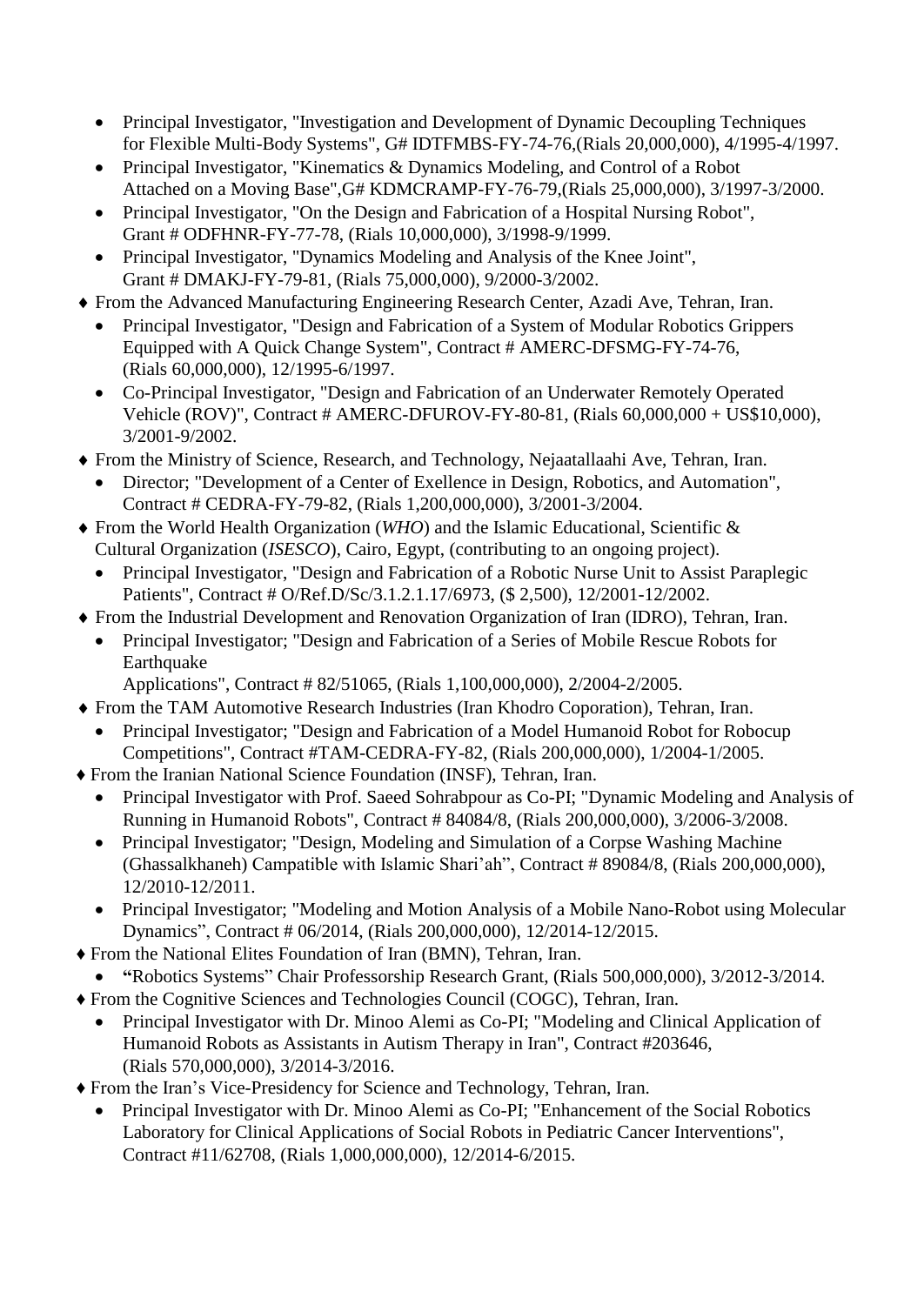- Principal Investigator, "Investigation and Development of Dynamic Decoupling Techniques for Flexible Multi-Body Systems", G# IDTFMBS-FY-74-76,(Rials 20,000,000), 4/1995-4/1997.
- Principal Investigator, "Kinematics & Dynamics Modeling, and Control of a Robot Attached on a Moving Base",G# KDMCRAMP-FY-76-79,(Rials 25,000,000), 3/1997-3/2000.
- Principal Investigator, "On the Design and Fabrication of a Hospital Nursing Robot", Grant # ODFHNR-FY-77-78, (Rials 10,000,000), 3/1998-9/1999.
- Principal Investigator, "Dynamics Modeling and Analysis of the Knee Joint", Grant # DMAKJ-FY-79-81, (Rials 75,000,000), 9/2000-3/2002.

♦ From the Advanced Manufacturing Engineering Research Center, Azadi Ave, Tehran, Iran.

- Principal Investigator, "Design and Fabrication of a System of Modular Robotics Grippers Equipped with A Quick Change System", Contract # AMERC-DFSMG-FY-74-76, (Rials 60,000,000), 12/1995-6/1997.
- Co-Principal Investigator, "Design and Fabrication of an Underwater Remotely Operated Vehicle (ROV)", Contract # AMERC-DFUROV-FY-80-81, (Rials 60,000,000 + US$10,000), 3/2001-9/2002.

♦ From the Ministry of Science, Research, and Technology, Nejaatallaahi Ave, Tehran, Iran.

- Director; "Development of a Center of Exellence in Design, Robotics, and Automation", Contract # CEDRA-FY-79-82, (Rials 1,200,000,000), 3/2001-3/2004.

♦ From the World Health Organization (*WHO*) and the Islamic Educational, Scientific & Cultural Organization (*ISESCO*), Cairo, Egypt, (contributing to an ongoing project).

- Principal Investigator, "Design and Fabrication of a Robotic Nurse Unit to Assist Paraplegic Patients", Contract # O/Ref.D/Sc/3.1.2.1.17/6973, ($ 2,500), 12/2001-12/2002.

♦ From the Industrial Development and Renovation Organization of Iran (IDRO), Tehran, Iran.

- Principal Investigator; "Design and Fabrication of a Series of Mobile Rescue Robots for Earthquake Applications", Contract # 82/51065, (Rials 1,100,000,000), 2/2004-2/2005.

♦ From the TAM Automotive Research Industries (Iran Khodro Coporation), Tehran, Iran.

- Principal Investigator; "Design and Fabrication of a Model Humanoid Robot for Robocup Competitions", Contract #TAM-CEDRA-FY-82, (Rials 200,000,000), 1/2004-1/2005.

♦ From the Iranian National Science Foundation (INSF), Tehran, Iran.

- Principal Investigator with Prof. Saeed Sohrabpour as Co-PI; "Dynamic Modeling and Analysis of Running in Humanoid Robots", Contract # 84084/8, (Rials 200,000,000), 3/2006-3/2008.
- Principal Investigator; "Design, Modeling and Simulation of a Corpse Washing Machine (Ghassalkhaneh) Campatible with Islamic Shari'ah", Contract # 89084/8, (Rials 200,000,000), 12/2010-12/2011.
- Principal Investigator; "Modeling and Motion Analysis of a Mobile Nano-Robot using Molecular Dynamics", Contract # 06/2014, (Rials 200,000,000), 12/2014-12/2015.

♦ From the National Elites Foundation of Iran (BMN), Tehran, Iran.

- **"**Robotics Systems" Chair Professorship Research Grant, (Rials 500,000,000), 3/2012-3/2014.

♦ From the Cognitive Sciences and Technologies Council (COGC), Tehran, Iran.

- Principal Investigator with Dr. Minoo Alemi as Co-PI; "Modeling and Clinical Application of Humanoid Robots as Assistants in Autism Therapy in Iran", Contract #203646, (Rials 570,000,000), 3/2014-3/2016.

♦ From the Iran's Vice-Presidency for Science and Technology, Tehran, Iran.

- Principal Investigator with Dr. Minoo Alemi as Co-PI; "Enhancement of the Social Robotics Laboratory for Clinical Applications of Social Robots in Pediatric Cancer Interventions", Contract #11/62708, (Rials 1,000,000,000), 12/2014-6/2015.